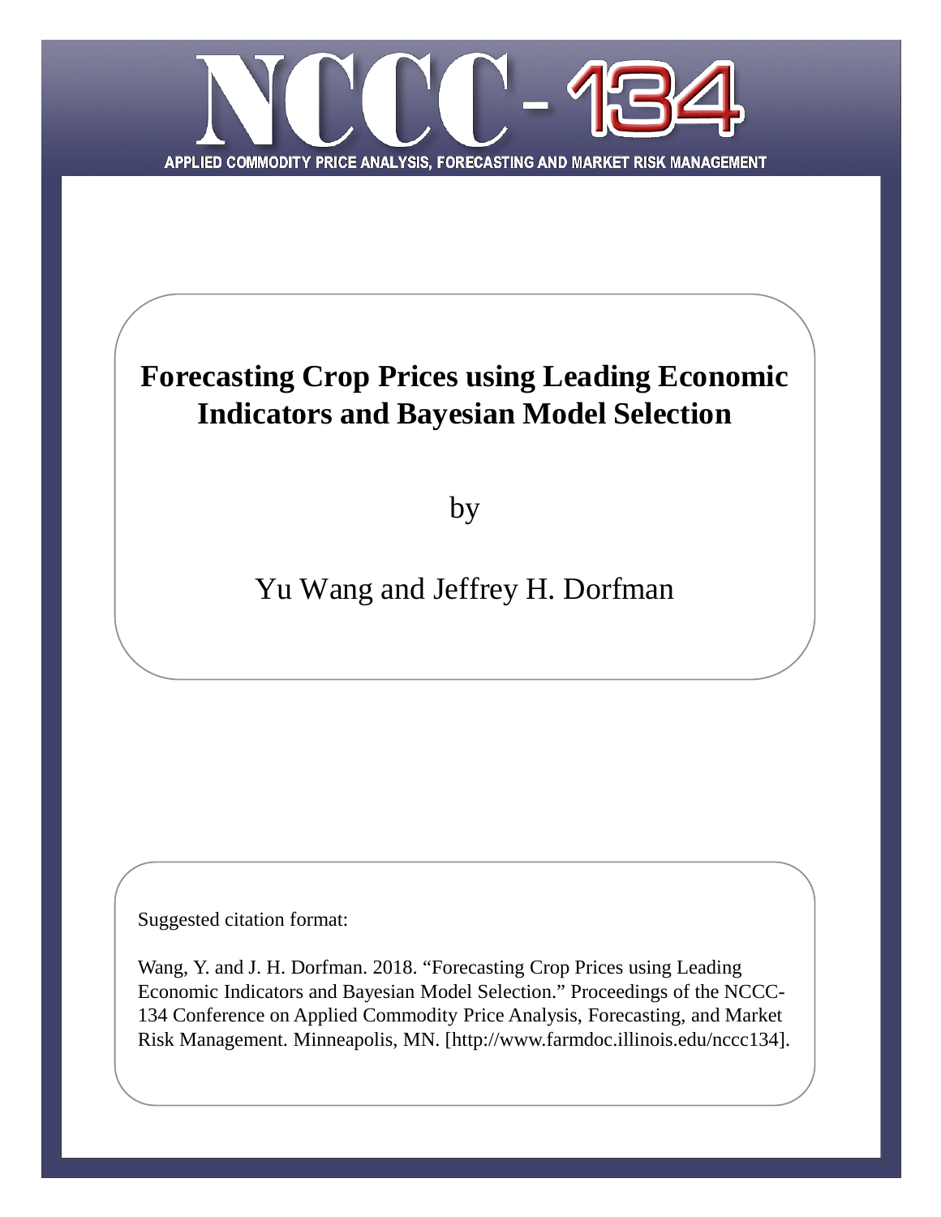NCCC-134

APPLIED COMMODITY PRICE ANALYSIS, FORECASTING AND MARKET RISK MANAGEMENT

# Forecasting Crop Prices using Leading Economic Indicators and Bayesian Model Selection

by

Yu Wang and Jeffrey H. Dorfman

Suggested citation format:

Wang, Y. and J. H. Dorfman. 2018. "Forecasting Crop Prices using Leading Economic Indicators and Bayesian Model Selection." Proceedings of the NCCC-134 Conference on Applied Commodity Price Analysis, Forecasting, and Market Risk Management. Minneapolis, MN. [http://www.farmdoc.illinois.edu/nccc134].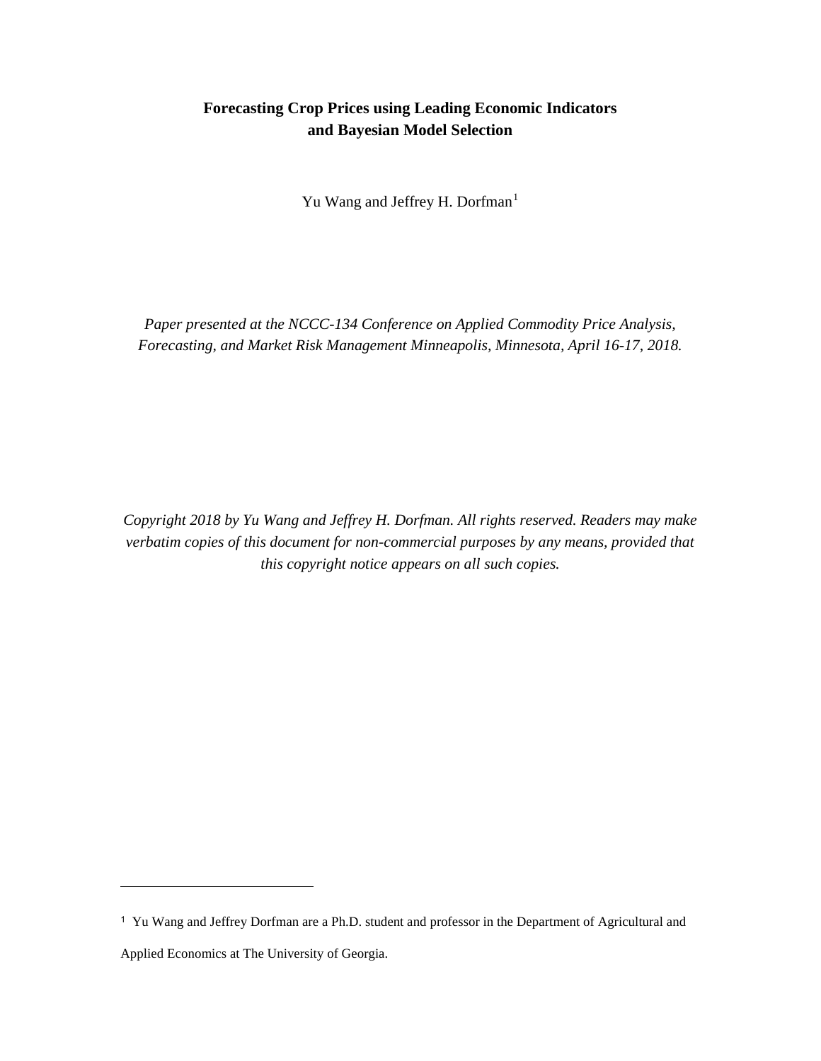**Forecasting Crop Prices using Leading Economic Indicators and Bayesian Model Selection**

Yu Wang and Jeffrey H. Dorfman[1]

*Paper presented at the NCCC-134 Conference on Applied Commodity Price Analysis, Forecasting, and Market Risk Management Minneapolis, Minnesota, April 16-17, 2018.*

*Copyright 2018 by Yu Wang and Jeffrey H. Dorfman. All rights reserved. Readers may make verbatim copies of this document for non-commercial purposes by any means, provided that this copyright notice appears on all such copies.*

---

[1] Yu Wang and Jeffrey Dorfman are a Ph.D. student and professor in the Department of Agricultural and Applied Economics at The University of Georgia.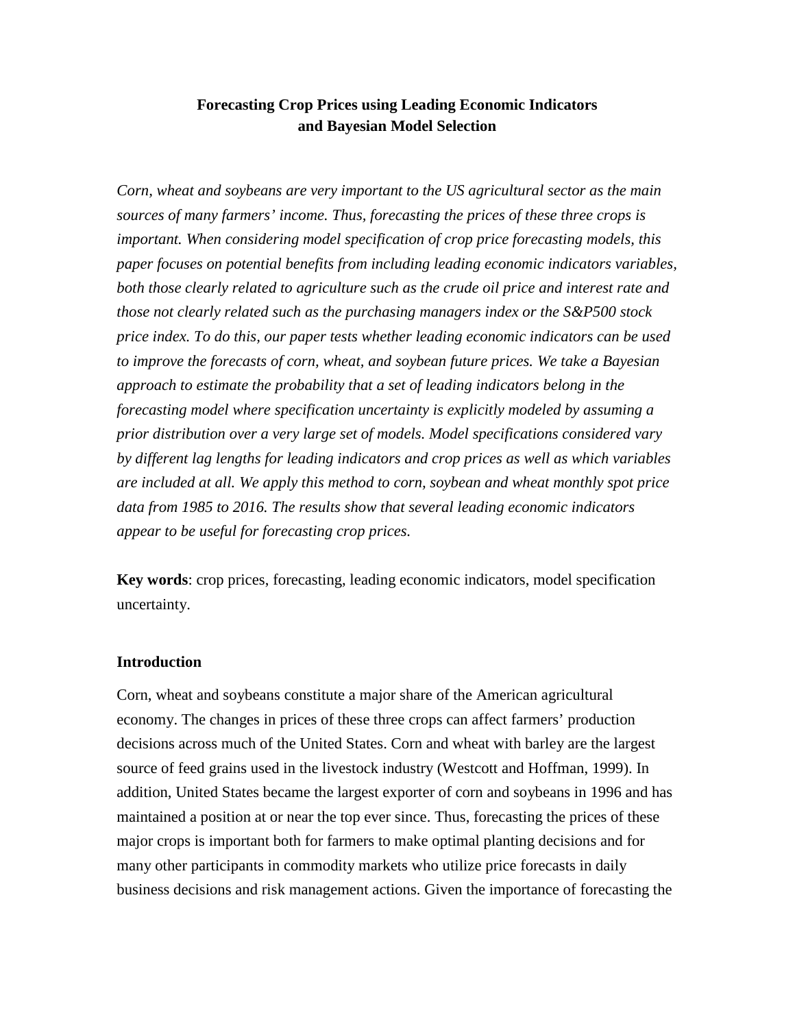# Forecasting Crop Prices using Leading Economic Indicators and Bayesian Model Selection

*Corn, wheat and soybeans are very important to the US agricultural sector as the main sources of many farmers' income. Thus, forecasting the prices of these three crops is important. When considering model specification of crop price forecasting models, this paper focuses on potential benefits from including leading economic indicators variables, both those clearly related to agriculture such as the crude oil price and interest rate and those not clearly related such as the purchasing managers index or the S&P500 stock price index. To do this, our paper tests whether leading economic indicators can be used to improve the forecasts of corn, wheat, and soybean future prices. We take a Bayesian approach to estimate the probability that a set of leading indicators belong in the forecasting model where specification uncertainty is explicitly modeled by assuming a prior distribution over a very large set of models. Model specifications considered vary by different lag lengths for leading indicators and crop prices as well as which variables are included at all. We apply this method to corn, soybean and wheat monthly spot price data from 1985 to 2016. The results show that several leading economic indicators appear to be useful for forecasting crop prices.*

**Key words**: crop prices, forecasting, leading economic indicators, model specification uncertainty.

## Introduction

Corn, wheat and soybeans constitute a major share of the American agricultural economy. The changes in prices of these three crops can affect farmers' production decisions across much of the United States. Corn and wheat with barley are the largest source of feed grains used in the livestock industry (Westcott and Hoffman, 1999). In addition, United States became the largest exporter of corn and soybeans in 1996 and has maintained a position at or near the top ever since. Thus, forecasting the prices of these major crops is important both for farmers to make optimal planting decisions and for many other participants in commodity markets who utilize price forecasts in daily business decisions and risk management actions. Given the importance of forecasting the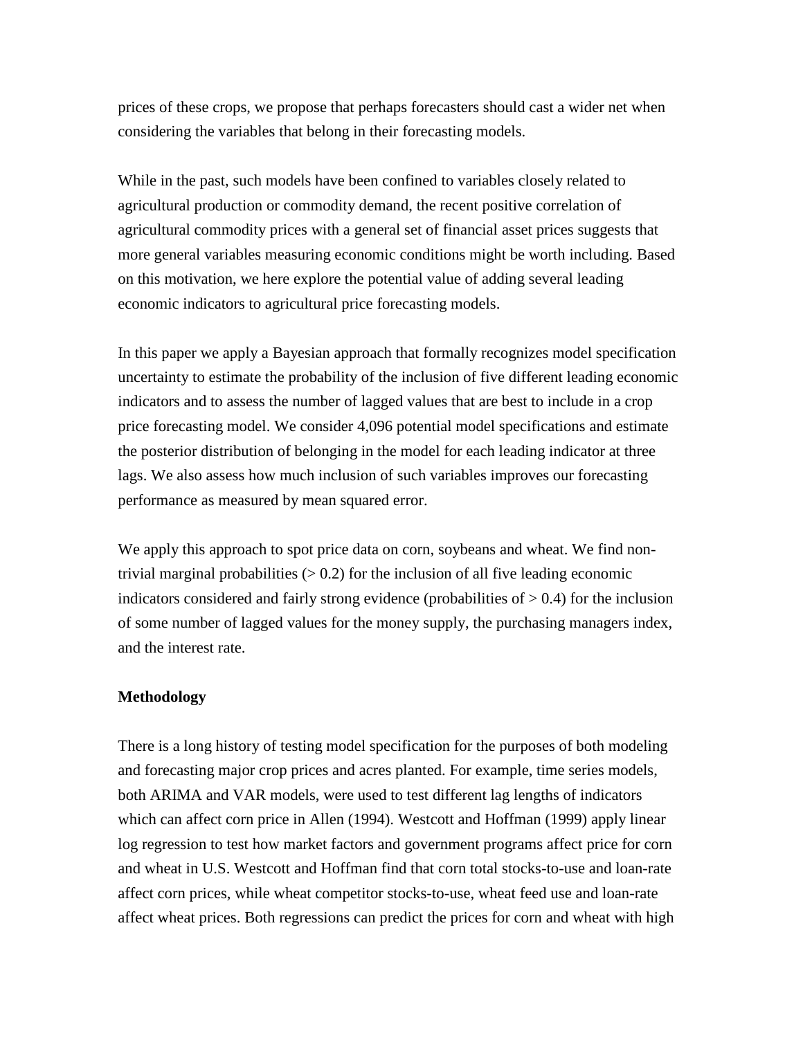prices of these crops, we propose that perhaps forecasters should cast a wider net when considering the variables that belong in their forecasting models.

While in the past, such models have been confined to variables closely related to agricultural production or commodity demand, the recent positive correlation of agricultural commodity prices with a general set of financial asset prices suggests that more general variables measuring economic conditions might be worth including. Based on this motivation, we here explore the potential value of adding several leading economic indicators to agricultural price forecasting models.

In this paper we apply a Bayesian approach that formally recognizes model specification uncertainty to estimate the probability of the inclusion of five different leading economic indicators and to assess the number of lagged values that are best to include in a crop price forecasting model. We consider 4,096 potential model specifications and estimate the posterior distribution of belonging in the model for each leading indicator at three lags. We also assess how much inclusion of such variables improves our forecasting performance as measured by mean squared error.

We apply this approach to spot price data on corn, soybeans and wheat. We find non-trivial marginal probabilities ($> 0.2$) for the inclusion of all five leading economic indicators considered and fairly strong evidence (probabilities of $> 0.4$) for the inclusion of some number of lagged values for the money supply, the purchasing managers index, and the interest rate.

**Methodology**

There is a long history of testing model specification for the purposes of both modeling and forecasting major crop prices and acres planted. For example, time series models, both ARIMA and VAR models, were used to test different lag lengths of indicators which can affect corn price in Allen (1994). Westcott and Hoffman (1999) apply linear log regression to test how market factors and government programs affect price for corn and wheat in U.S. Westcott and Hoffman find that corn total stocks-to-use and loan-rate affect corn prices, while wheat competitor stocks-to-use, wheat feed use and loan-rate affect wheat prices. Both regressions can predict the prices for corn and wheat with high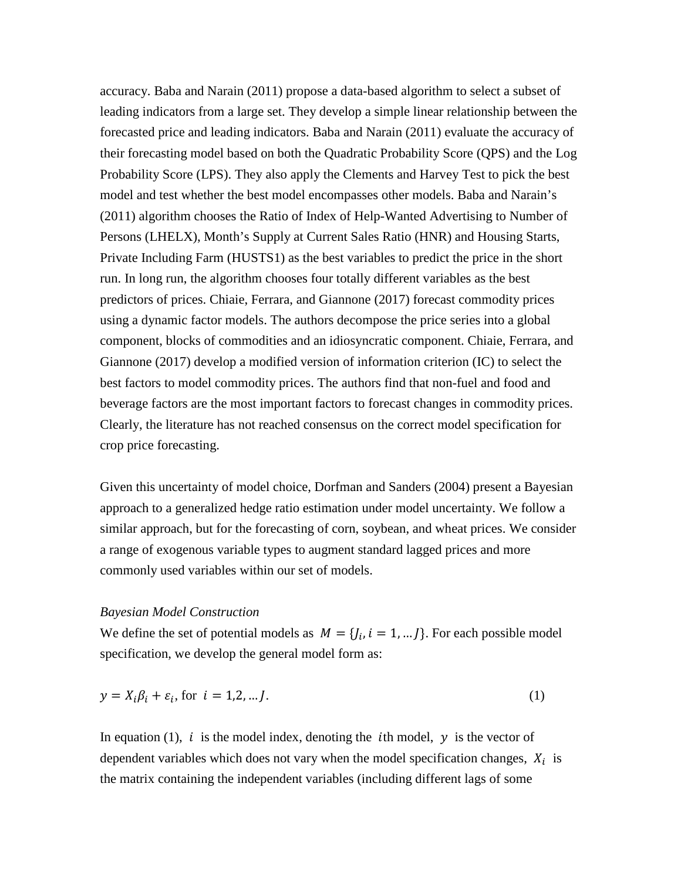accuracy. Baba and Narain (2011) propose a data-based algorithm to select a subset of leading indicators from a large set. They develop a simple linear relationship between the forecasted price and leading indicators. Baba and Narain (2011) evaluate the accuracy of their forecasting model based on both the Quadratic Probability Score (QPS) and the Log Probability Score (LPS). They also apply the Clements and Harvey Test to pick the best model and test whether the best model encompasses other models. Baba and Narain's (2011) algorithm chooses the Ratio of Index of Help-Wanted Advertising to Number of Persons (LHELX), Month's Supply at Current Sales Ratio (HNR) and Housing Starts, Private Including Farm (HUSTS1) as the best variables to predict the price in the short run. In long run, the algorithm chooses four totally different variables as the best predictors of prices. Chiaie, Ferrara, and Giannone (2017) forecast commodity prices using a dynamic factor models. The authors decompose the price series into a global component, blocks of commodities and an idiosyncratic component. Chiaie, Ferrara, and Giannone (2017) develop a modified version of information criterion (IC) to select the best factors to model commodity prices. The authors find that non-fuel and food and beverage factors are the most important factors to forecast changes in commodity prices. Clearly, the literature has not reached consensus on the correct model specification for crop price forecasting.

Given this uncertainty of model choice, Dorfman and Sanders (2004) present a Bayesian approach to a generalized hedge ratio estimation under model uncertainty. We follow a similar approach, but for the forecasting of corn, soybean, and wheat prices. We consider a range of exogenous variable types to augment standard lagged prices and more commonly used variables within our set of models.

*Bayesian Model Construction*

We define the set of potential models as $M = \{J_i, i = 1, \ldots J\}$. For each possible model specification, we develop the general model form as:

$$y = X_i\beta_i + \varepsilon_i, \text{ for } i = 1,2, \ldots J. \tag{1}$$

In equation (1), $i$ is the model index, denoting the $i$th model, $y$ is the vector of dependent variables which does not vary when the model specification changes, $X_i$ is the matrix containing the independent variables (including different lags of some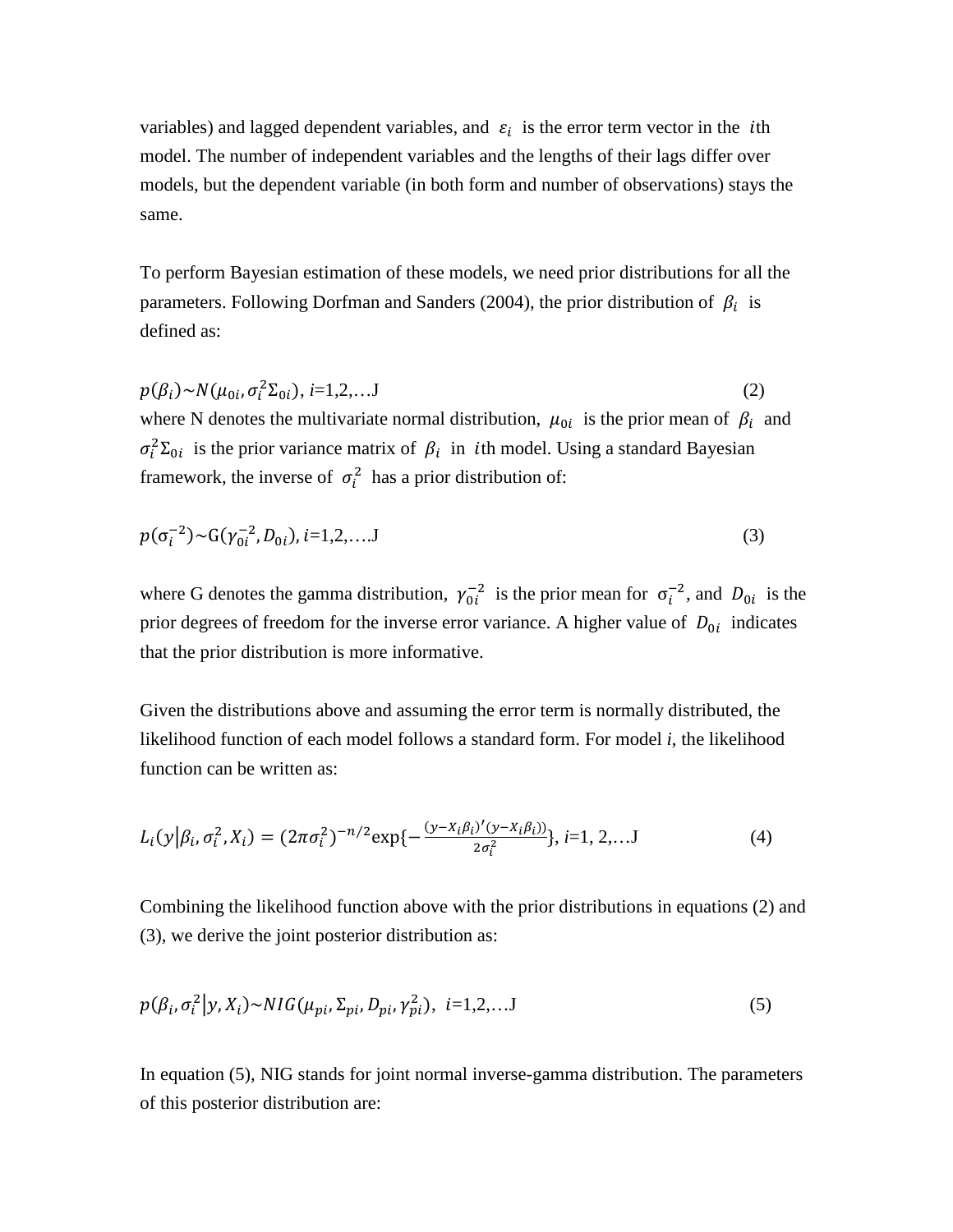variables) and lagged dependent variables, and $\varepsilon_i$ is the error term vector in the $i$th model. The number of independent variables and the lengths of their lags differ over models, but the dependent variable (in both form and number of observations) stays the same.

To perform Bayesian estimation of these models, we need prior distributions for all the parameters. Following Dorfman and Sanders (2004), the prior distribution of $\beta_i$ is defined as:

$$p(\beta_i) \sim N(\mu_{0i}, \sigma_i^2 \Sigma_{0i}),\ i=1,2,\ldots J \tag{2}$$

where N denotes the multivariate normal distribution, $\mu_{0i}$ is the prior mean of $\beta_i$ and $\sigma_i^2 \Sigma_{0i}$ is the prior variance matrix of $\beta_i$ in $i$th model. Using a standard Bayesian framework, the inverse of $\sigma_i^2$ has a prior distribution of:

$$p(\sigma_i^{-2}) \sim \mathrm{G}(\gamma_{0i}^{-2}, D_{0i}),\ i=1,2,\ldots.J \tag{3}$$

where G denotes the gamma distribution, $\gamma_{0i}^{-2}$ is the prior mean for $\sigma_i^{-2}$, and $D_{0i}$ is the prior degrees of freedom for the inverse error variance. A higher value of $D_{0i}$ indicates that the prior distribution is more informative.

Given the distributions above and assuming the error term is normally distributed, the likelihood function of each model follows a standard form. For model *i*, the likelihood function can be written as:

$$L_i(y|\beta_i, \sigma_i^2, X_i) = (2\pi\sigma_i^2)^{-n/2} \exp\{-\frac{(y - X_i\beta_i)'(y - X_i\beta_i))}{2\sigma_i^2}\},\ i=1, 2,\ldots J \tag{4}$$

Combining the likelihood function above with the prior distributions in equations (2) and (3), we derive the joint posterior distribution as:

$$p(\beta_i, \sigma_i^2 | y, X_i) \sim NIG(\mu_{pi}, \Sigma_{pi}, D_{pi}, \gamma_{pi}^2),\ \ i=1,2,\ldots J \tag{5}$$

In equation (5), NIG stands for joint normal inverse-gamma distribution. The parameters of this posterior distribution are: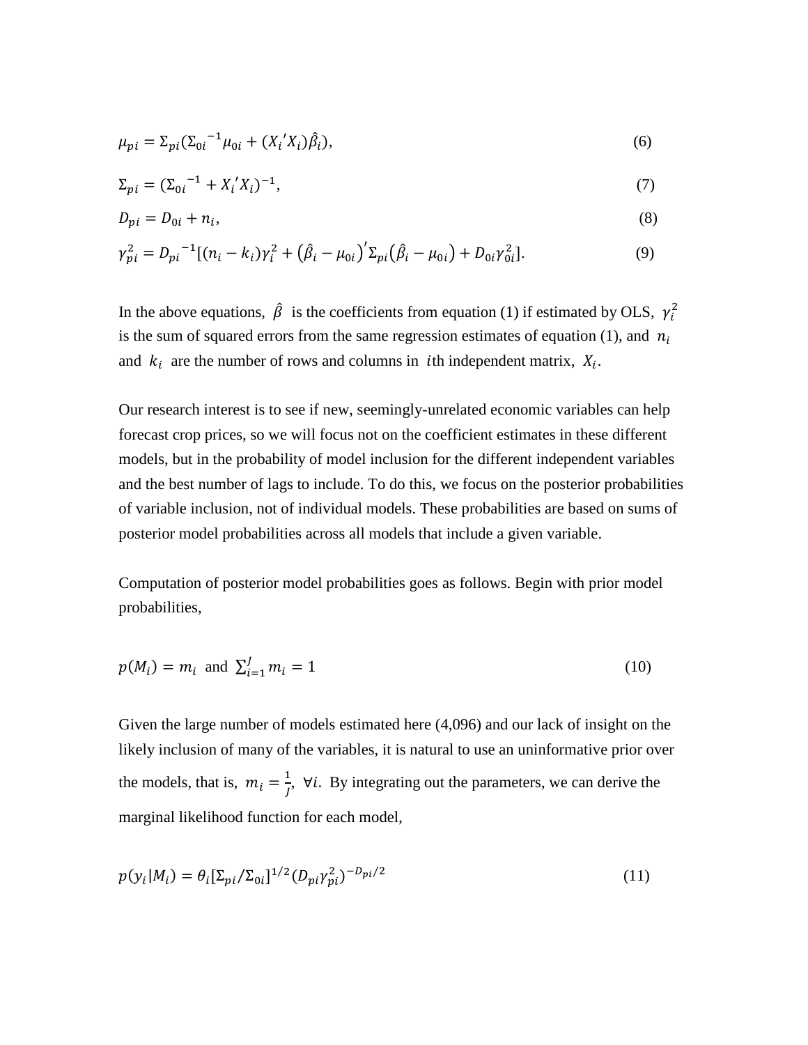$$\mu_{pi} = \Sigma_{pi}(\Sigma_{0i}{}^{-1}\mu_{0i} + (X_i{}'X_i)\hat{\beta}_i), \tag{6}$$

$$\Sigma_{pi} = (\Sigma_{0i}{}^{-1} + X_i{}'X_i)^{-1}, \tag{7}$$

$$D_{pi} = D_{0i} + n_i, \tag{8}$$

$$\gamma_{pi}^2 = D_{pi}{}^{-1}[(n_i - k_i)\gamma_i^2 + (\hat{\beta}_i - \mu_{0i})'\Sigma_{pi}(\hat{\beta}_i - \mu_{0i}) + D_{0i}\gamma_{0i}^2]. \tag{9}$$

In the above equations, $\hat{\beta}$ is the coefficients from equation (1) if estimated by OLS, $\gamma_i^2$ is the sum of squared errors from the same regression estimates of equation (1), and $n_i$ and $k_i$ are the number of rows and columns in $i$th independent matrix, $X_i$.

Our research interest is to see if new, seemingly-unrelated economic variables can help forecast crop prices, so we will focus not on the coefficient estimates in these different models, but in the probability of model inclusion for the different independent variables and the best number of lags to include. To do this, we focus on the posterior probabilities of variable inclusion, not of individual models. These probabilities are based on sums of posterior model probabilities across all models that include a given variable.

Computation of posterior model probabilities goes as follows. Begin with prior model probabilities,

$$p(M_i) = m_i \text{ and } \sum_{i=1}^{J} m_i = 1 \tag{10}$$

Given the large number of models estimated here (4,096) and our lack of insight on the likely inclusion of many of the variables, it is natural to use an uninformative prior over the models, that is, $m_i = \frac{1}{J},\ \forall i$. By integrating out the parameters, we can derive the marginal likelihood function for each model,

$$p(y_i|M_i) = \theta_i[\Sigma_{pi}/\Sigma_{0i}]^{1/2}(D_{pi}\gamma_{pi}^2)^{-D_{pi}/2} \tag{11}$$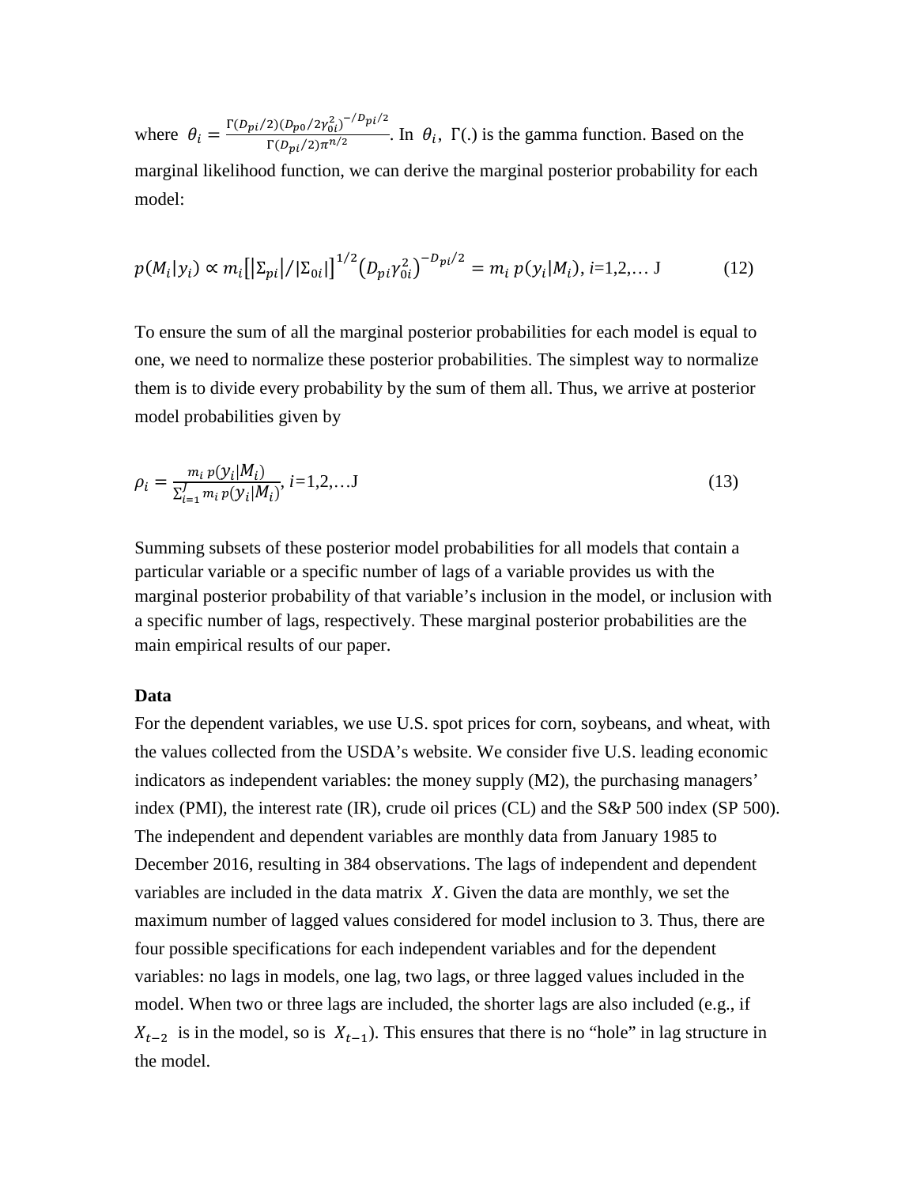where $\theta_i = \frac{\Gamma(D_{pi}/2)(D_{p0}/2\gamma_{0i}^2)^{-/D_{pi}/2}}{\Gamma(D_{pi}/2)\pi^{n/2}}$. In $\theta_i$, $\Gamma(.)$ is the gamma function. Based on the marginal likelihood function, we can derive the marginal posterior probability for each model:

$$p(M_i|y_i) \propto m_i\left[|\Sigma_{pi}|/|\Sigma_{0i}|\right]^{1/2}\left(D_{pi}\gamma_{0i}^2\right)^{-D_{pi}/2} = m_i\, p(y_i|M_i),\ i\text{=1,2,… J} \tag{12}$$

To ensure the sum of all the marginal posterior probabilities for each model is equal to one, we need to normalize these posterior probabilities. The simplest way to normalize them is to divide every probability by the sum of them all. Thus, we arrive at posterior model probabilities given by

$$\rho_i = \frac{m_i\, p(y_i|M_i)}{\sum_{i=1}^{J} m_i\, p(y_i|M_i)},\ i\text{=1,2,…J} \tag{13}$$

Summing subsets of these posterior model probabilities for all models that contain a particular variable or a specific number of lags of a variable provides us with the marginal posterior probability of that variable's inclusion in the model, or inclusion with a specific number of lags, respectively. These marginal posterior probabilities are the main empirical results of our paper.

**Data**

For the dependent variables, we use U.S. spot prices for corn, soybeans, and wheat, with the values collected from the USDA's website. We consider five U.S. leading economic indicators as independent variables: the money supply (M2), the purchasing managers' index (PMI), the interest rate (IR), crude oil prices (CL) and the S&P 500 index (SP 500). The independent and dependent variables are monthly data from January 1985 to December 2016, resulting in 384 observations. The lags of independent and dependent variables are included in the data matrix $X$. Given the data are monthly, we set the maximum number of lagged values considered for model inclusion to 3. Thus, there are four possible specifications for each independent variables and for the dependent variables: no lags in models, one lag, two lags, or three lagged values included in the model. When two or three lags are included, the shorter lags are also included (e.g., if $X_{t-2}$ is in the model, so is $X_{t-1}$). This ensures that there is no "hole" in lag structure in the model.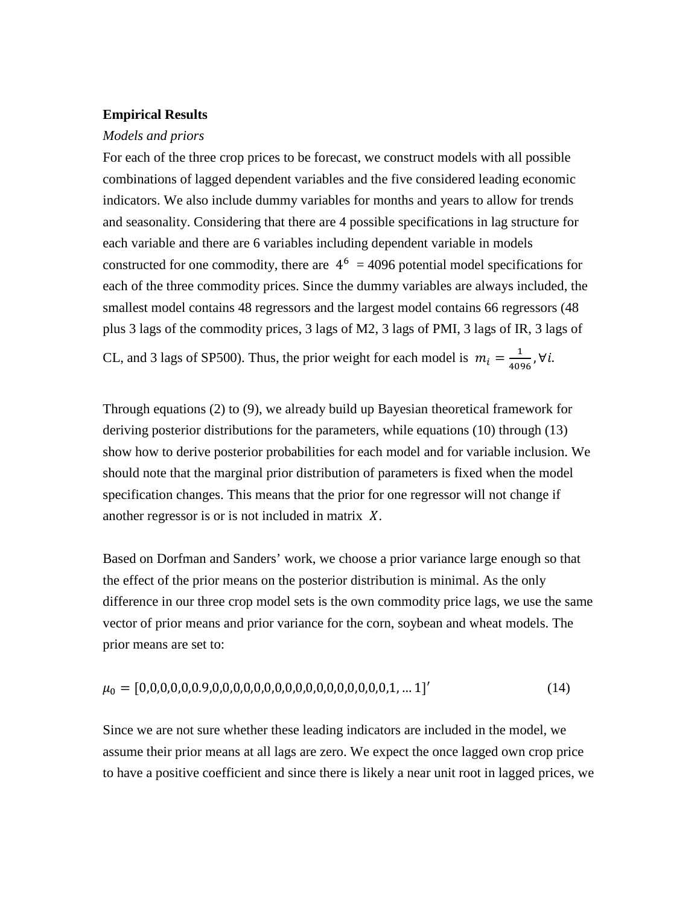**Empirical Results**

*Models and priors*

For each of the three crop prices to be forecast, we construct models with all possible combinations of lagged dependent variables and the five considered leading economic indicators. We also include dummy variables for months and years to allow for trends and seasonality. Considering that there are 4 possible specifications in lag structure for each variable and there are 6 variables including dependent variable in models constructed for one commodity, there are $4^6$ = 4096 potential model specifications for each of the three commodity prices. Since the dummy variables are always included, the smallest model contains 48 regressors and the largest model contains 66 regressors (48 plus 3 lags of the commodity prices, 3 lags of M2, 3 lags of PMI, 3 lags of IR, 3 lags of CL, and 3 lags of SP500). Thus, the prior weight for each model is $m_i = \frac{1}{4096}, \forall i$.

Through equations (2) to (9), we already build up Bayesian theoretical framework for deriving posterior distributions for the parameters, while equations (10) through (13) show how to derive posterior probabilities for each model and for variable inclusion. We should note that the marginal prior distribution of parameters is fixed when the model specification changes. This means that the prior for one regressor will not change if another regressor is or is not included in matrix $X$.

Based on Dorfman and Sanders' work, we choose a prior variance large enough so that the effect of the prior means on the posterior distribution is minimal. As the only difference in our three crop model sets is the own commodity price lags, we use the same vector of prior means and prior variance for the corn, soybean and wheat models. The prior means are set to:

$$\mu_0 = [0,0,0,0,0,0.9,0,0,0,0,0,0,0,0,0,0,0,0,0,0,0,0,0,1,\ldots 1]' \tag{14}$$

Since we are not sure whether these leading indicators are included in the model, we assume their prior means at all lags are zero. We expect the once lagged own crop price to have a positive coefficient and since there is likely a near unit root in lagged prices, we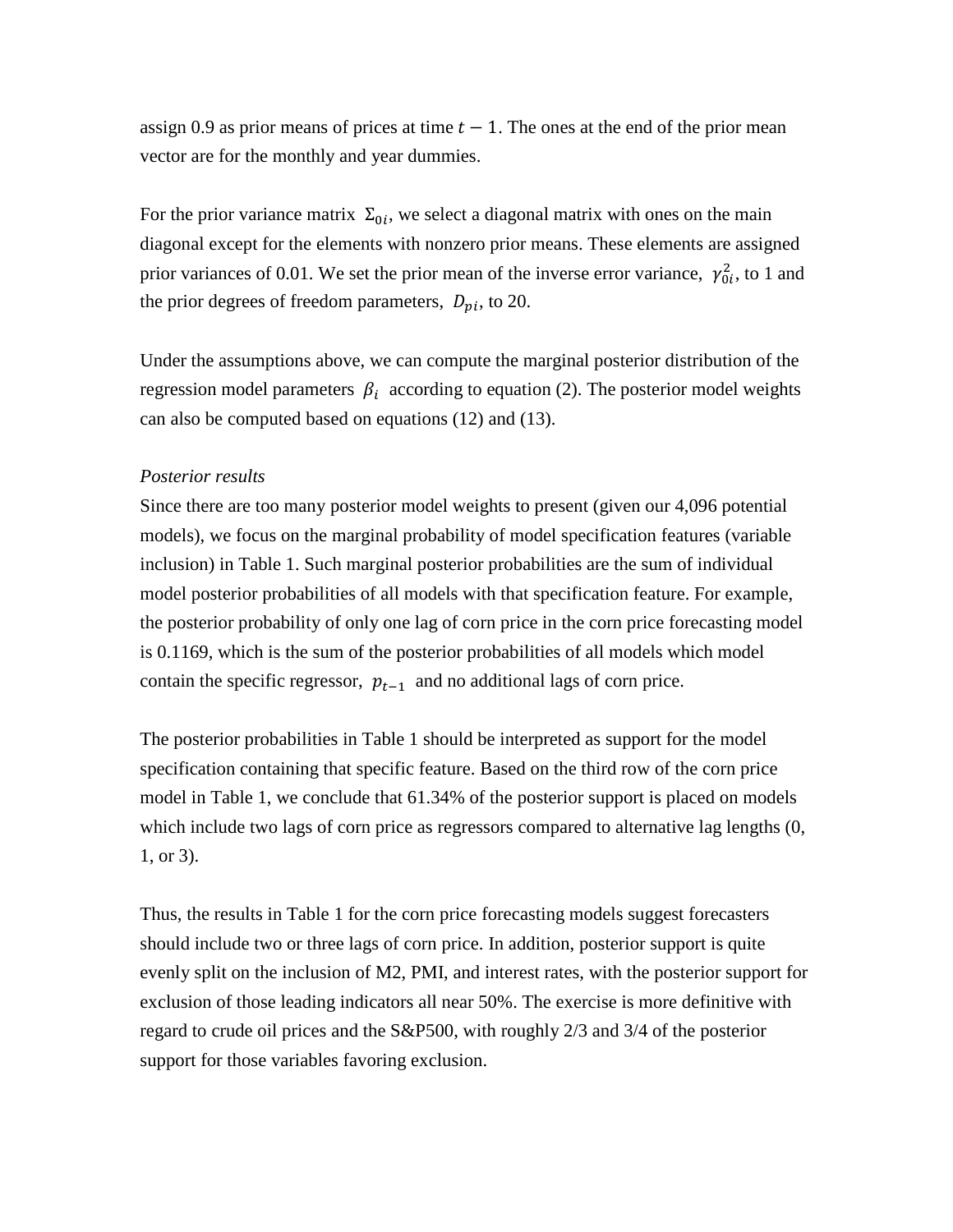assign 0.9 as prior means of prices at time $t - 1$. The ones at the end of the prior mean vector are for the monthly and year dummies.

For the prior variance matrix $\Sigma_{0i}$, we select a diagonal matrix with ones on the main diagonal except for the elements with nonzero prior means. These elements are assigned prior variances of 0.01. We set the prior mean of the inverse error variance, $\gamma_{0i}^2$, to 1 and the prior degrees of freedom parameters, $D_{pi}$, to 20.

Under the assumptions above, we can compute the marginal posterior distribution of the regression model parameters $\beta_i$ according to equation (2). The posterior model weights can also be computed based on equations (12) and (13).

*Posterior results*

Since there are too many posterior model weights to present (given our 4,096 potential models), we focus on the marginal probability of model specification features (variable inclusion) in Table 1. Such marginal posterior probabilities are the sum of individual model posterior probabilities of all models with that specification feature. For example, the posterior probability of only one lag of corn price in the corn price forecasting model is 0.1169, which is the sum of the posterior probabilities of all models which model contain the specific regressor, $p_{t-1}$ and no additional lags of corn price.

The posterior probabilities in Table 1 should be interpreted as support for the model specification containing that specific feature. Based on the third row of the corn price model in Table 1, we conclude that 61.34% of the posterior support is placed on models which include two lags of corn price as regressors compared to alternative lag lengths (0, 1, or 3).

Thus, the results in Table 1 for the corn price forecasting models suggest forecasters should include two or three lags of corn price. In addition, posterior support is quite evenly split on the inclusion of M2, PMI, and interest rates, with the posterior support for exclusion of those leading indicators all near 50%. The exercise is more definitive with regard to crude oil prices and the S&P500, with roughly 2/3 and 3/4 of the posterior support for those variables favoring exclusion.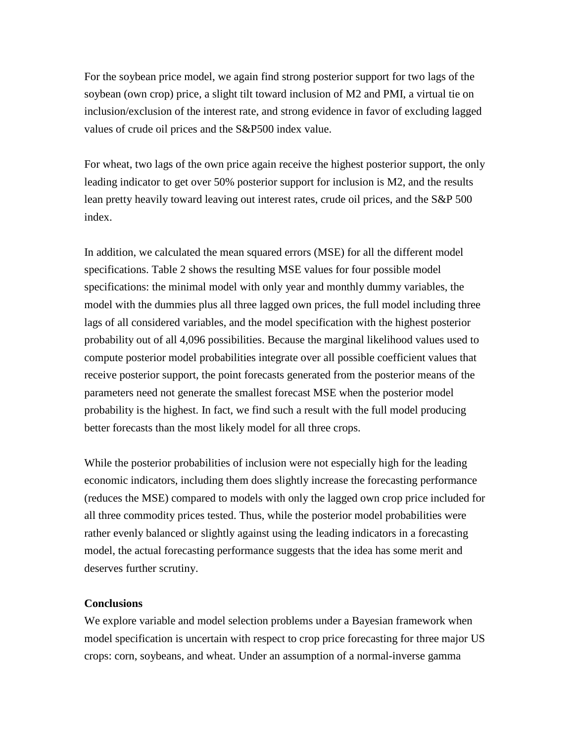For the soybean price model, we again find strong posterior support for two lags of the soybean (own crop) price, a slight tilt toward inclusion of M2 and PMI, a virtual tie on inclusion/exclusion of the interest rate, and strong evidence in favor of excluding lagged values of crude oil prices and the S&P500 index value.

For wheat, two lags of the own price again receive the highest posterior support, the only leading indicator to get over 50% posterior support for inclusion is M2, and the results lean pretty heavily toward leaving out interest rates, crude oil prices, and the S&P 500 index.

In addition, we calculated the mean squared errors (MSE) for all the different model specifications. Table 2 shows the resulting MSE values for four possible model specifications: the minimal model with only year and monthly dummy variables, the model with the dummies plus all three lagged own prices, the full model including three lags of all considered variables, and the model specification with the highest posterior probability out of all 4,096 possibilities. Because the marginal likelihood values used to compute posterior model probabilities integrate over all possible coefficient values that receive posterior support, the point forecasts generated from the posterior means of the parameters need not generate the smallest forecast MSE when the posterior model probability is the highest. In fact, we find such a result with the full model producing better forecasts than the most likely model for all three crops.

While the posterior probabilities of inclusion were not especially high for the leading economic indicators, including them does slightly increase the forecasting performance (reduces the MSE) compared to models with only the lagged own crop price included for all three commodity prices tested. Thus, while the posterior model probabilities were rather evenly balanced or slightly against using the leading indicators in a forecasting model, the actual forecasting performance suggests that the idea has some merit and deserves further scrutiny.

**Conclusions**

We explore variable and model selection problems under a Bayesian framework when model specification is uncertain with respect to crop price forecasting for three major US crops: corn, soybeans, and wheat. Under an assumption of a normal-inverse gamma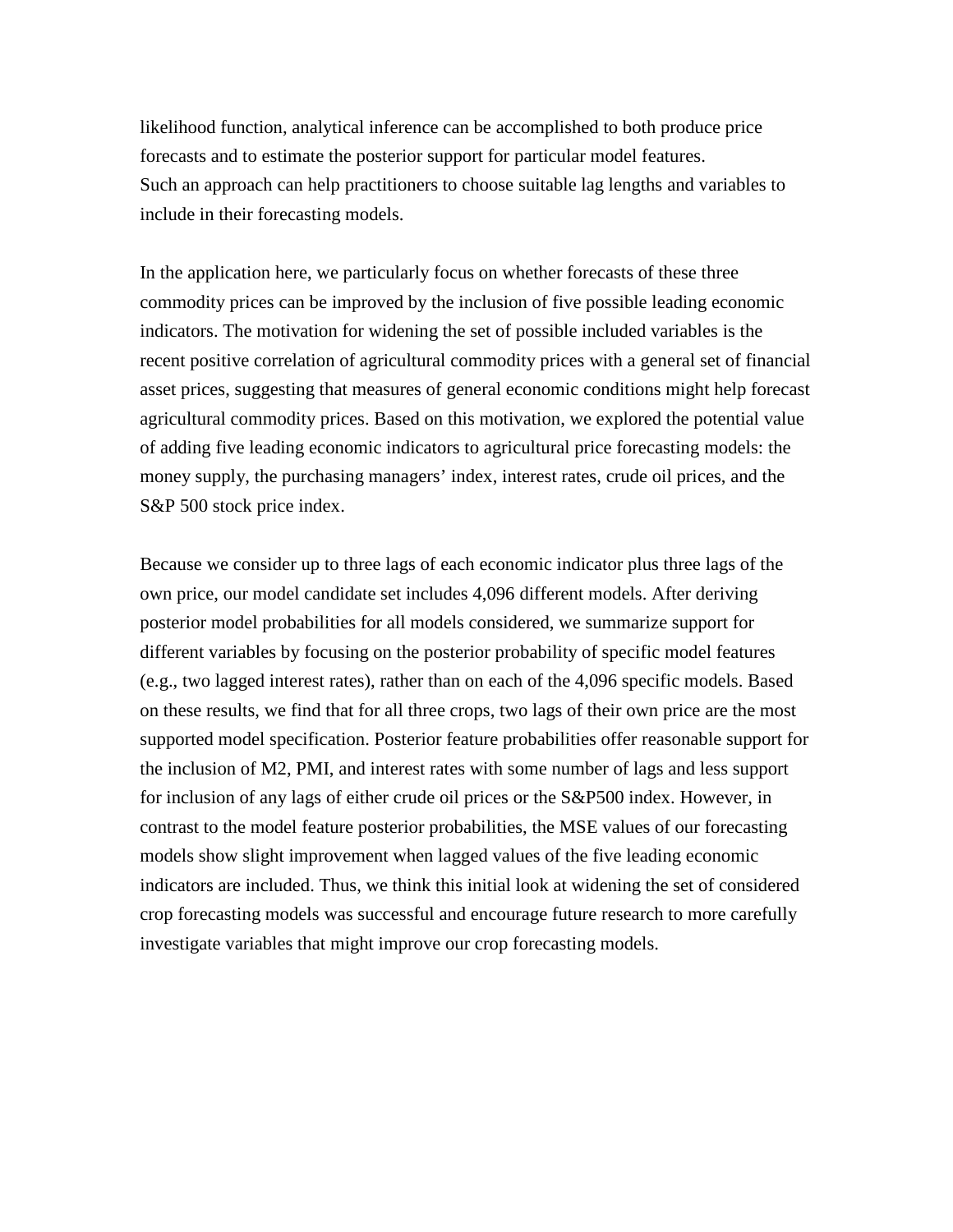likelihood function, analytical inference can be accomplished to both produce price forecasts and to estimate the posterior support for particular model features.
Such an approach can help practitioners to choose suitable lag lengths and variables to include in their forecasting models.

In the application here, we particularly focus on whether forecasts of these three commodity prices can be improved by the inclusion of five possible leading economic indicators. The motivation for widening the set of possible included variables is the recent positive correlation of agricultural commodity prices with a general set of financial asset prices, suggesting that measures of general economic conditions might help forecast agricultural commodity prices. Based on this motivation, we explored the potential value of adding five leading economic indicators to agricultural price forecasting models: the money supply, the purchasing managers' index, interest rates, crude oil prices, and the S&P 500 stock price index.

Because we consider up to three lags of each economic indicator plus three lags of the own price, our model candidate set includes 4,096 different models. After deriving posterior model probabilities for all models considered, we summarize support for different variables by focusing on the posterior probability of specific model features (e.g., two lagged interest rates), rather than on each of the 4,096 specific models. Based on these results, we find that for all three crops, two lags of their own price are the most supported model specification. Posterior feature probabilities offer reasonable support for the inclusion of M2, PMI, and interest rates with some number of lags and less support for inclusion of any lags of either crude oil prices or the S&P500 index. However, in contrast to the model feature posterior probabilities, the MSE values of our forecasting models show slight improvement when lagged values of the five leading economic indicators are included. Thus, we think this initial look at widening the set of considered crop forecasting models was successful and encourage future research to more carefully investigate variables that might improve our crop forecasting models.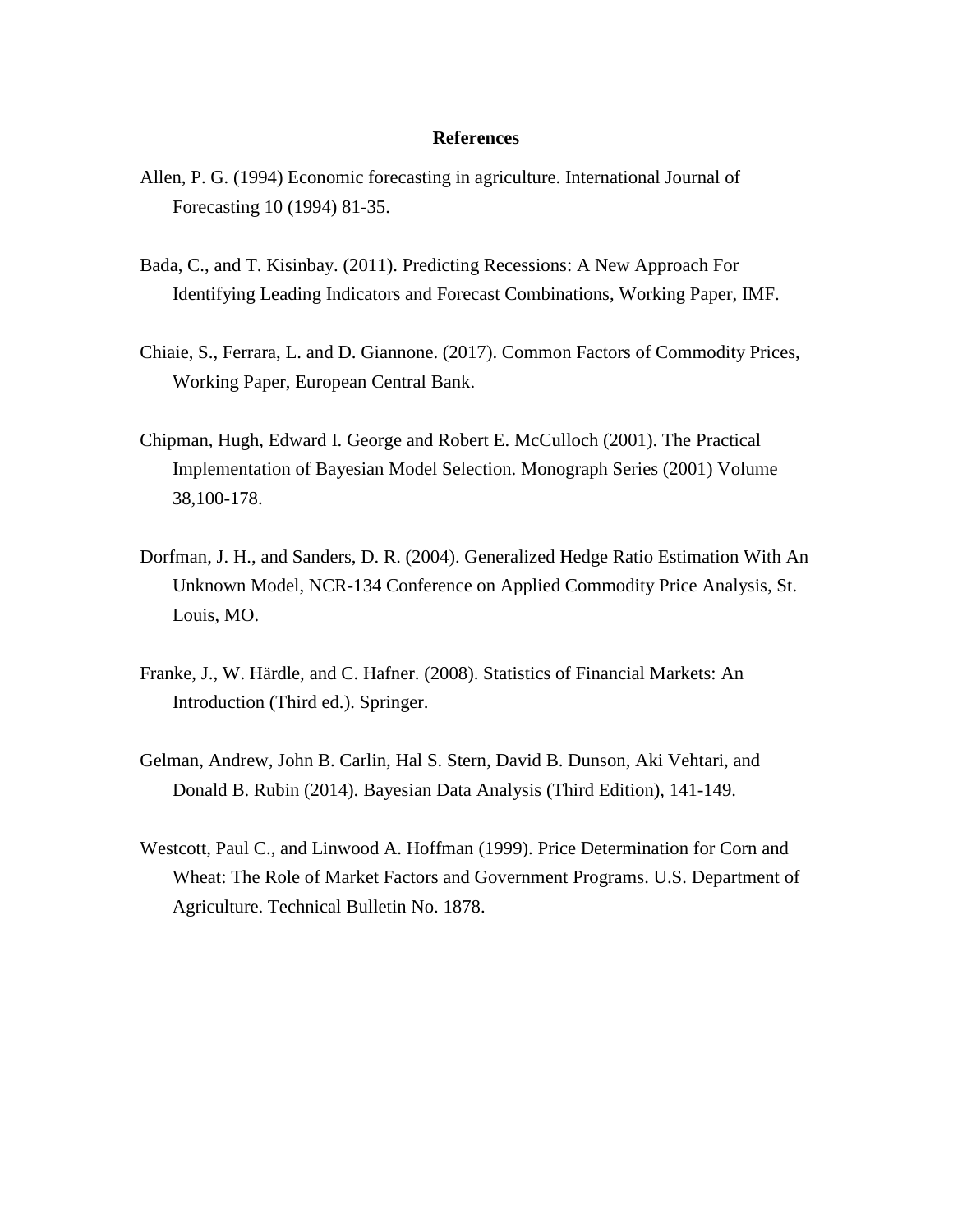# References

Allen, P. G. (1994) Economic forecasting in agriculture. International Journal of Forecasting 10 (1994) 81-35.

Bada, C., and T. Kisinbay. (2011). Predicting Recessions: A New Approach For Identifying Leading Indicators and Forecast Combinations, Working Paper, IMF.

Chiaie, S., Ferrara, L. and D. Giannone. (2017). Common Factors of Commodity Prices, Working Paper, European Central Bank.

Chipman, Hugh, Edward I. George and Robert E. McCulloch (2001). The Practical Implementation of Bayesian Model Selection. Monograph Series (2001) Volume 38,100-178.

Dorfman, J. H., and Sanders, D. R. (2004). Generalized Hedge Ratio Estimation With An Unknown Model, NCR-134 Conference on Applied Commodity Price Analysis, St. Louis, MO.

Franke, J., W. Härdle, and C. Hafner. (2008). Statistics of Financial Markets: An Introduction (Third ed.). Springer.

Gelman, Andrew, John B. Carlin, Hal S. Stern, David B. Dunson, Aki Vehtari, and Donald B. Rubin (2014). Bayesian Data Analysis (Third Edition), 141-149.

Westcott, Paul C., and Linwood A. Hoffman (1999). Price Determination for Corn and Wheat: The Role of Market Factors and Government Programs. U.S. Department of Agriculture. Technical Bulletin No. 1878.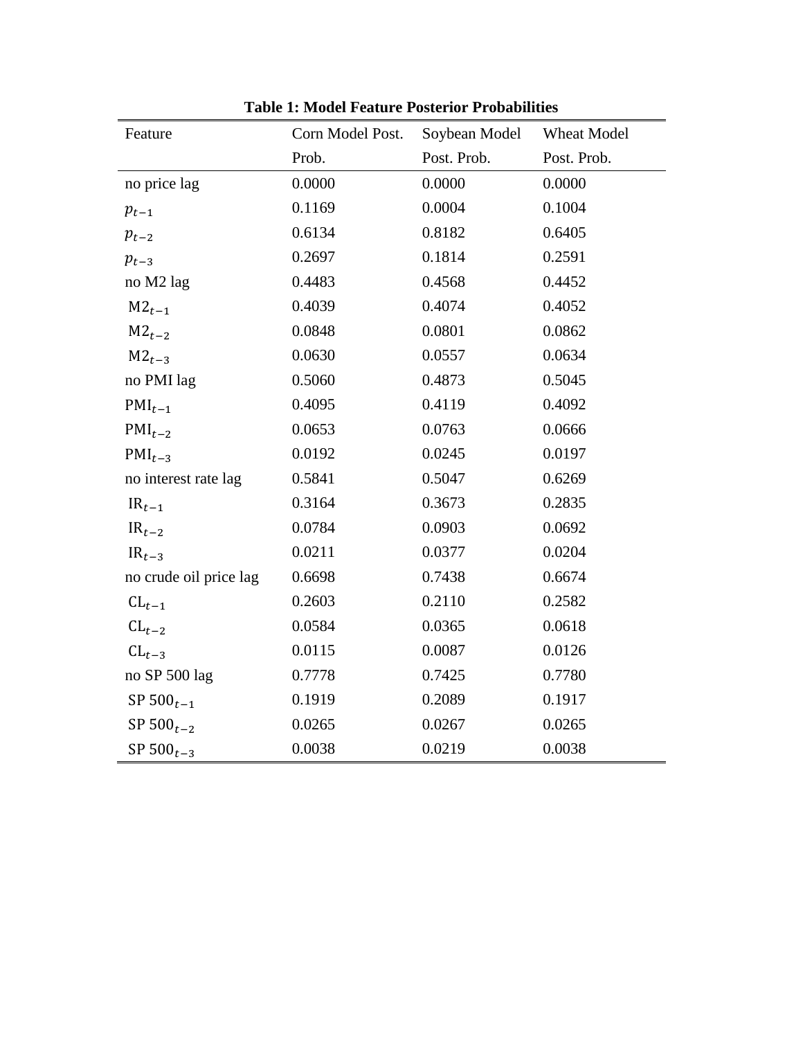**Table 1: Model Feature Posterior Probabilities**

| Feature | Corn Model Post. Prob. | Soybean Model Post. Prob. | Wheat Model Post. Prob. |
|---|---|---|---|
| no price lag | 0.0000 | 0.0000 | 0.0000 |
| $p_{t-1}$ | 0.1169 | 0.0004 | 0.1004 |
| $p_{t-2}$ | 0.6134 | 0.8182 | 0.6405 |
| $p_{t-3}$ | 0.2697 | 0.1814 | 0.2591 |
| no M2 lag | 0.4483 | 0.4568 | 0.4452 |
| $\text{M2}_{t-1}$ | 0.4039 | 0.4074 | 0.4052 |
| $\text{M2}_{t-2}$ | 0.0848 | 0.0801 | 0.0862 |
| $\text{M2}_{t-3}$ | 0.0630 | 0.0557 | 0.0634 |
| no PMI lag | 0.5060 | 0.4873 | 0.5045 |
| $\text{PMI}_{t-1}$ | 0.4095 | 0.4119 | 0.4092 |
| $\text{PMI}_{t-2}$ | 0.0653 | 0.0763 | 0.0666 |
| $\text{PMI}_{t-3}$ | 0.0192 | 0.0245 | 0.0197 |
| no interest rate lag | 0.5841 | 0.5047 | 0.6269 |
| $\text{IR}_{t-1}$ | 0.3164 | 0.3673 | 0.2835 |
| $\text{IR}_{t-2}$ | 0.0784 | 0.0903 | 0.0692 |
| $\text{IR}_{t-3}$ | 0.0211 | 0.0377 | 0.0204 |
| no crude oil price lag | 0.6698 | 0.7438 | 0.6674 |
| $\text{CL}_{t-1}$ | 0.2603 | 0.2110 | 0.2582 |
| $\text{CL}_{t-2}$ | 0.0584 | 0.0365 | 0.0618 |
| $\text{CL}_{t-3}$ | 0.0115 | 0.0087 | 0.0126 |
| no SP 500 lag | 0.7778 | 0.7425 | 0.7780 |
| $\text{SP 500}_{t-1}$ | 0.1919 | 0.2089 | 0.1917 |
| $\text{SP 500}_{t-2}$ | 0.0265 | 0.0267 | 0.0265 |
| $\text{SP 500}_{t-3}$ | 0.0038 | 0.0219 | 0.0038 |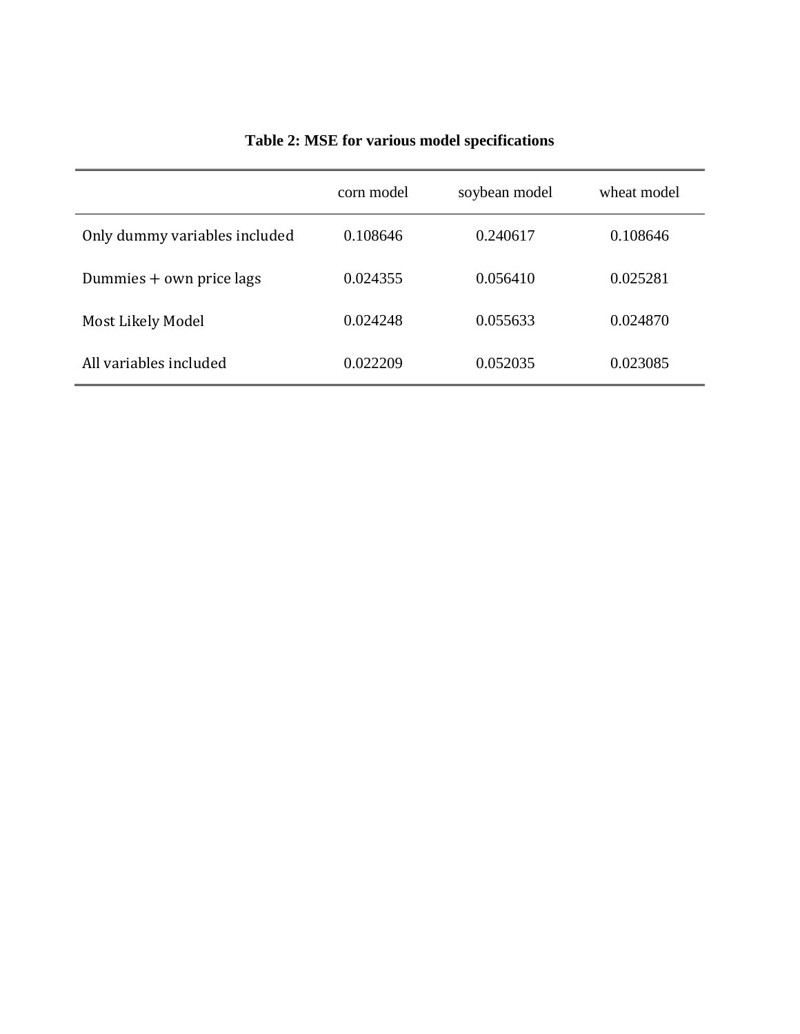**Table 2: MSE for various model specifications**

| | corn model | soybean model | wheat model |
|---|---|---|---|
| Only dummy variables included | 0.108646 | 0.240617 | 0.108646 |
| Dummies + own price lags | 0.024355 | 0.056410 | 0.025281 |
| Most Likely Model | 0.024248 | 0.055633 | 0.024870 |
| All variables included | 0.022209 | 0.052035 | 0.023085 |